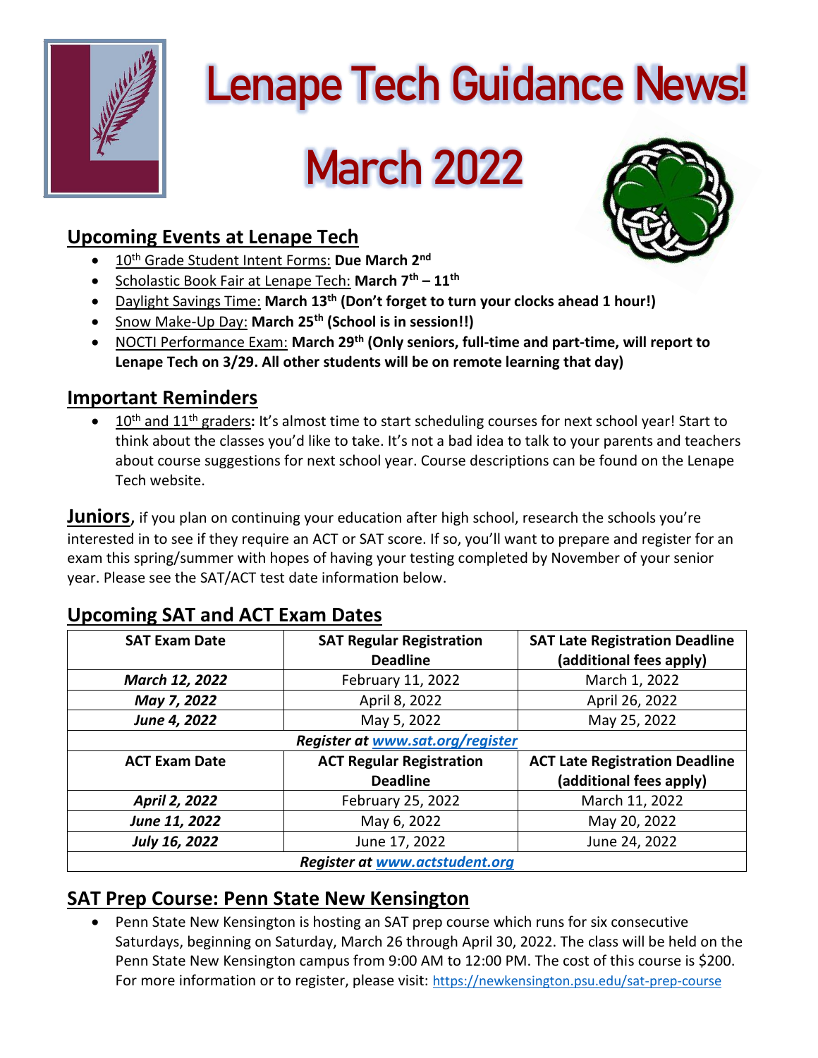# Lenape Tech Guidance News!

# March 2022

## Upcoming Events at Lenape Tech

- 10th Grade Student Intent Forms: **Due March 2nd**
- Scholastic Book Fair at Lenape Tech: **March 7th – 11th**
- Daylight Savings Time: **March 13th (Don't forget to turn your clocks ahead 1 hour!)**
- Snow Make-Up Day: **March 25th (School is in session!!)**
- NOCTI Performance Exam: **March 29th (Only seniors, full-time and part-time, will report to Lenape Tech on 3/29. All other students will be on remote learning that day)**

## Important Reminders

- 10th and 11th graders**:** It's almost time to start scheduling courses for next school year! Start to think about the classes you'd like to take. It's not a bad idea to talk to your parents and teachers about course suggestions for next school year. Course descriptions can be found on the Lenape Tech website.

**Juniors**, if you plan on continuing your education after high school, research the schools you're interested in to see if they require an ACT or SAT score. If so, you'll want to prepare and register for an exam this spring/summer with hopes of having your testing completed by November of your senior year. Please see the SAT/ACT test date information below.

## Upcoming SAT and ACT Exam Dates

| SAT Exam Date | SAT Regular Registration Deadline | SAT Late Registration Deadline (additional fees apply) |
|---|---|---|
| ***March 12, 2022*** | February 11, 2022 | March 1, 2022 |
| ***May 7, 2022*** | April 8, 2022 | April 26, 2022 |
| ***June 4, 2022*** | May 5, 2022 | May 25, 2022 |
| ***Register at www.sat.org/register*** | | |
| **ACT Exam Date** | **ACT Regular Registration Deadline** | **ACT Late Registration Deadline (additional fees apply)** |
| ***April 2, 2022*** | February 25, 2022 | March 11, 2022 |
| ***June 11, 2022*** | May 6, 2022 | May 20, 2022 |
| ***July 16, 2022*** | June 17, 2022 | June 24, 2022 |
| ***Register at www.actstudent.org*** | | |

## SAT Prep Course: Penn State New Kensington

- Penn State New Kensington is hosting an SAT prep course which runs for six consecutive Saturdays, beginning on Saturday, March 26 through April 30, 2022. The class will be held on the Penn State New Kensington campus from 9:00 AM to 12:00 PM. The cost of this course is $200. For more information or to register, please visit: https://newkensington.psu.edu/sat-prep-course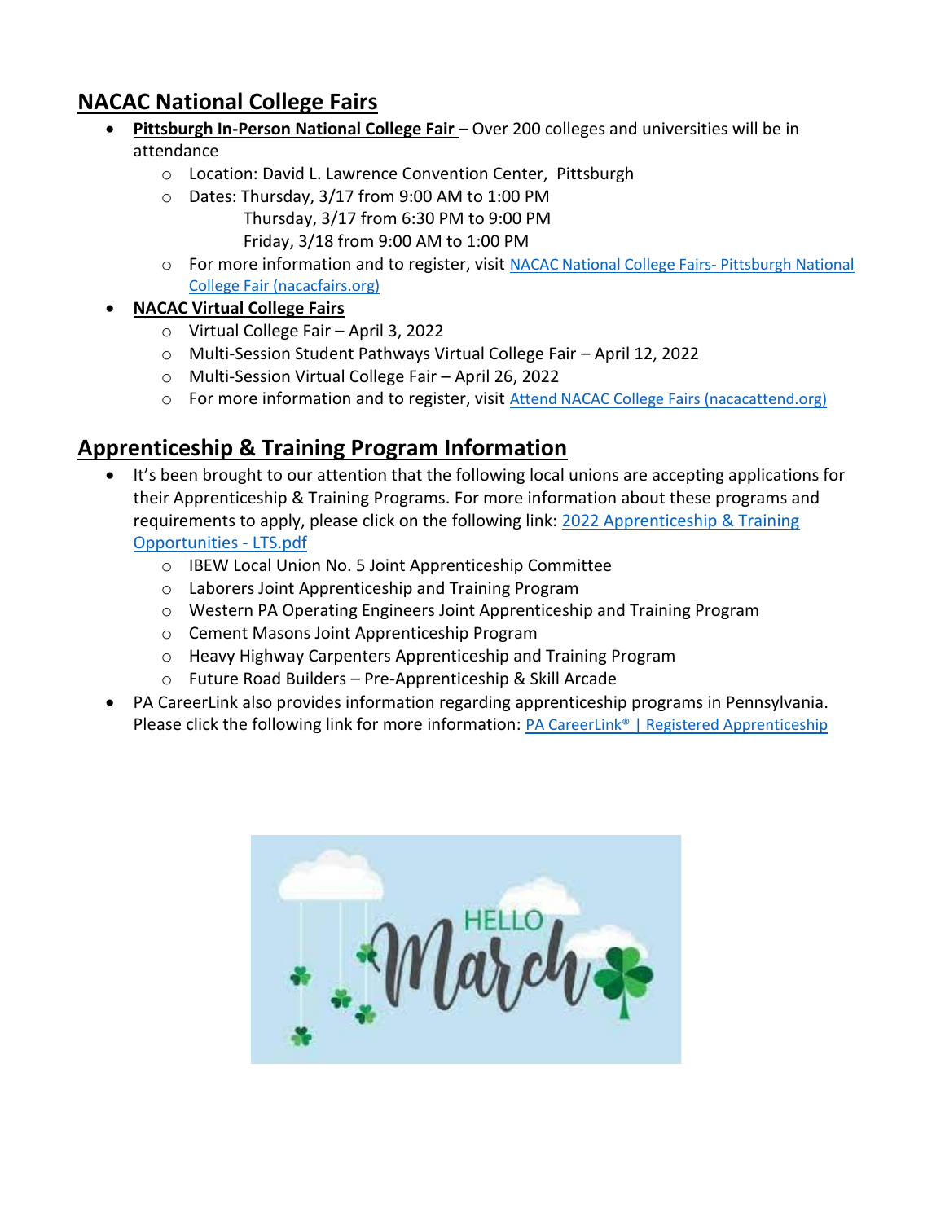## NACAC National College Fairs

- **Pittsburgh In-Person National College Fair** – Over 200 colleges and universities will be in attendance
  - Location: David L. Lawrence Convention Center, Pittsburgh
  - Dates: Thursday, 3/17 from 9:00 AM to 1:00 PM
    Thursday, 3/17 from 6:30 PM to 9:00 PM
    Friday, 3/18 from 9:00 AM to 1:00 PM
  - For more information and to register, visit NACAC National College Fairs- Pittsburgh National College Fair (nacacfairs.org)
- **NACAC Virtual College Fairs**
  - Virtual College Fair – April 3, 2022
  - Multi-Session Student Pathways Virtual College Fair – April 12, 2022
  - Multi-Session Virtual College Fair – April 26, 2022
  - For more information and to register, visit Attend NACAC College Fairs (nacacattend.org)

## Apprenticeship & Training Program Information

- It's been brought to our attention that the following local unions are accepting applications for their Apprenticeship & Training Programs. For more information about these programs and requirements to apply, please click on the following link: 2022 Apprenticeship & Training Opportunities - LTS.pdf
  - IBEW Local Union No. 5 Joint Apprenticeship Committee
  - Laborers Joint Apprenticeship and Training Program
  - Western PA Operating Engineers Joint Apprenticeship and Training Program
  - Cement Masons Joint Apprenticeship Program
  - Heavy Highway Carpenters Apprenticeship and Training Program
  - Future Road Builders – Pre-Apprenticeship & Skill Arcade
- PA CareerLink also provides information regarding apprenticeship programs in Pennsylvania. Please click the following link for more information: PA CareerLink® | Registered Apprenticeship